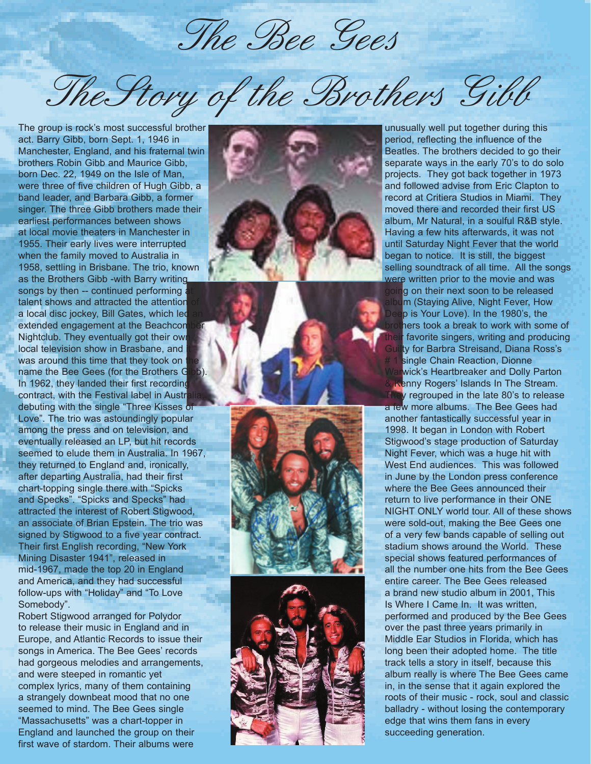# The Bee Gees

## The Story of the Brothers Gibb

The group is rock's most successful brother act. Barry Gibb, born Sept. 1, 1946 in Manchester, England, and his fraternal twin brothers Robin Gibb and Maurice Gibb, born Dec. 22, 1949 on the Isle of Man, were three of five children of Hugh Gibb, a band leader, and Barbara Gibb, a former singer. The three Gibb brothers made their earliest performances between shows at local movie theaters in Manchester in 1955. Their early lives were interrupted when the family moved to Australia in 1958, settling in Brisbane. The trio, known as the Brothers Gibb -with Barry writing songs by then -- continued performing at talent shows and attracted the attention of a local disc jockey, Bill Gates, which led an extended engagement at the Beachcomber Nightclub. They eventually got their own local television show in Brasbane, and it was around this time that they took on the name the Bee Gees (for the Brothers Gibb). In 1962, they landed their first recording contract, with the Festival label in Australia, debuting with the single "Three Kisses of Love". The trio was astoundingly popular among the press and on television, and eventually released an LP, but hit records seemed to elude them in Australia. In 1967, they returned to England and, ironically, after departing Australia, had their first chart-topping single there with "Spicks and Specks". "Spicks and Specks" had attracted the interest of Robert Stigwood, an associate of Brian Epstein. The trio was signed by Stigwood to a five year contract. Their first English recording, "New York Mining Disaster 1941", released in mid-1967, made the top 20 in England and America, and they had successful follow-ups with "Holiday" and "To Love Somebody".

Robert Stigwood arranged for Polydor to release their music in England and in Europe, and Atlantic Records to issue their songs in America. The Bee Gees' records had gorgeous melodies and arrangements, and were steeped in romantic yet complex lyrics, many of them containing a strangely downbeat mood that no one seemed to mind. The Bee Gees single "Massachusetts" was a chart-topper in England and launched the group on their first wave of stardom. Their albums were unusually well put together during this period, reflecting the influence of the Beatles. The brothers decided to go their separate ways in the early 70's to do solo projects. They got back together in 1973 and followed advise from Eric Clapton to record at Critiera Studios in Miami. They moved there and recorded their first US album, Mr Natural, in a soulful R&B style. Having a few hits afterwards, it was not until Saturday Night Fever that the world began to notice. It is still, the biggest selling soundtrack of all time. All the songs were written prior to the movie and was going on their next soon to be released album (Staying Alive, Night Fever, How Deep is Your Love). In the 1980's, the brothers took a break to work with some of their favorite singers, writing and producing Guilty for Barbra Streisand, Diana Ross's # 1 single Chain Reaction, Dionne Warwick's Heartbreaker and Dolly Parton & Kenny Rogers' Islands In The Stream. They regrouped in the late 80's to release a few more albums. The Bee Gees had another fantastically successful year in 1998. It began in London with Robert Stigwood's stage production of Saturday Night Fever, which was a huge hit with West End audiences. This was followed in June by the London press conference where the Bee Gees announced their return to live performance in their ONE NIGHT ONLY world tour. All of these shows were sold-out, making the Bee Gees one of a very few bands capable of selling out stadium shows around the World. These special shows featured performances of all the number one hits from the Bee Gees entire career. The Bee Gees released a brand new studio album in 2001, This Is Where I Came In. It was written, performed and produced by the Bee Gees over the past three years primarily in Middle Ear Studios in Florida, which has long been their adopted home. The title track tells a story in itself, because this album really is where The Bee Gees came in, in the sense that it again explored the roots of their music - rock, soul and classic balladry - without losing the contemporary edge that wins them fans in every succeeding generation.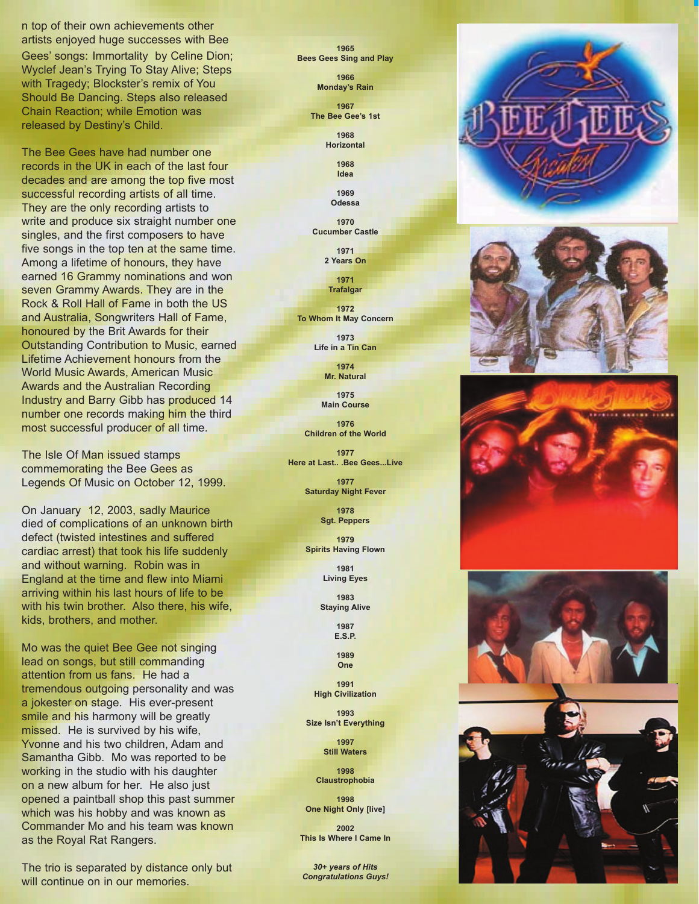n top of their own achievements other artists enjoyed huge successes with Bee Gees' songs: Immortality by Celine Dion; Wyclef Jean's Trying To Stay Alive; Steps with Tragedy; Blockster's remix of You Should Be Dancing. Steps also released Chain Reaction; while Emotion was released by Destiny's Child.

The Bee Gees have had number one records in the UK in each of the last four decades and are among the top five most successful recording artists of all time. They are the only recording artists to write and produce six straight number one singles, and the first composers to have five songs in the top ten at the same time. Among a lifetime of honours, they have earned 16 Grammy nominations and won seven Grammy Awards. They are in the Rock & Roll Hall of Fame in both the US and Australia, Songwriters Hall of Fame, honoured by the Brit Awards for their Outstanding Contribution to Music, earned Lifetime Achievement honours from the World Music Awards, American Music Awards and the Australian Recording Industry and Barry Gibb has produced 14 number one records making him the third most successful producer of all time.

The Isle Of Man issued stamps commemorating the Bee Gees as Legends Of Music on October 12, 1999.

On January 12, 2003, sadly Maurice died of complications of an unknown birth defect (twisted intestines and suffered cardiac arrest) that took his life suddenly and without warning. Robin was in England at the time and flew into Miami arriving within his last hours of life to be with his twin brother. Also there, his wife, kids, brothers, and mother.

Mo was the quiet Bee Gee not singing lead on songs, but still commanding attention from us fans. He had a tremendous outgoing personality and was a jokester on stage. His ever-present smile and his harmony will be greatly missed. He is survived by his wife, Yvonne and his two children, Adam and Samantha Gibb. Mo was reported to be working in the studio with his daughter on a new album for her. He also just opened a paintball shop this past summer which was his hobby and was known as Commander Mo and his team was known as the Royal Rat Rangers.

The trio is separated by distance only but will continue on in our memories.

**1965**
**Bees Gees Sing and Play**

**1966**
**Monday's Rain**

**1967**
**The Bee Gee's 1st**

**1968**
**Horizontal**

**1968**
**Idea**

**1969**
**Odessa**

**1970**
**Cucumber Castle**

**1971**
**2 Years On**

**1971**
**Trafalgar**

**1972**
**To Whom It May Concern**

**1973**
**Life in a Tin Can**

**1974**
**Mr. Natural**

**1975**
**Main Course**

**1976**
**Children of the World**

**1977**
**Here at Last.. .Bee Gees...Live**

**1977**
**Saturday Night Fever**

**1978**
**Sgt. Peppers**

**1979**
**Spirits Having Flown**

**1981**
**Living Eyes**

**1983**
**Staying Alive**

**1987**
**E.S.P.**

**1989**
**One**

**1991**
**High Civilization**

**1993**
**Size Isn't Everything**

**1997**
**Still Waters**

**1998**
**Claustrophobia**

**1998**
**One Night Only [live]**

**2002**
**This Is Where I Came In**

***30+ years of Hits***
***Congratulations Guys!***